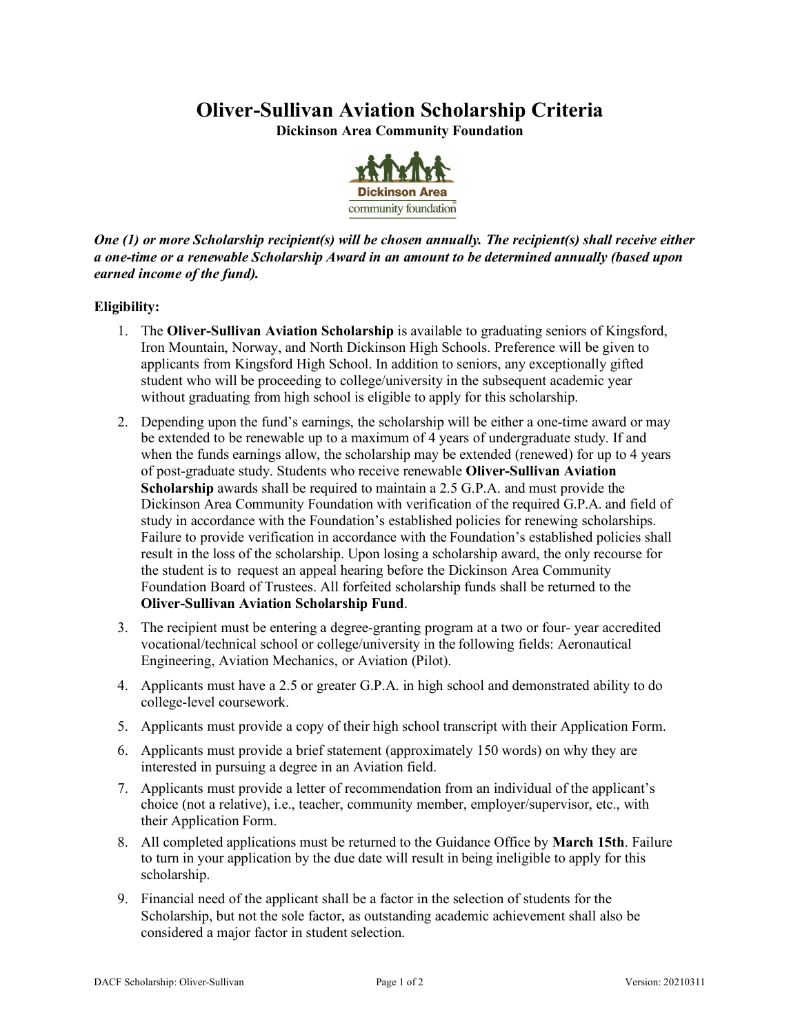# Oliver-Sullivan Aviation Scholarship Criteria

**Dickinson Area Community Foundation**

***One (1) or more Scholarship recipient(s) will be chosen annually. The recipient(s) shall receive either a one-time or a renewable Scholarship Award in an amount to be determined annually (based upon earned income of the fund).***

**Eligibility:**

1. The **Oliver-Sullivan Aviation Scholarship** is available to graduating seniors of Kingsford, Iron Mountain, Norway, and North Dickinson High Schools. Preference will be given to applicants from Kingsford High School. In addition to seniors, any exceptionally gifted student who will be proceeding to college/university in the subsequent academic year without graduating from high school is eligible to apply for this scholarship.
2. Depending upon the fund's earnings, the scholarship will be either a one-time award or may be extended to be renewable up to a maximum of 4 years of undergraduate study. If and when the funds earnings allow, the scholarship may be extended (renewed) for up to 4 years of post-graduate study. Students who receive renewable **Oliver-Sullivan Aviation Scholarship** awards shall be required to maintain a 2.5 G.P.A. and must provide the Dickinson Area Community Foundation with verification of the required G.P.A. and field of study in accordance with the Foundation's established policies for renewing scholarships. Failure to provide verification in accordance with the Foundation's established policies shall result in the loss of the scholarship. Upon losing a scholarship award, the only recourse for the student is to request an appeal hearing before the Dickinson Area Community Foundation Board of Trustees. All forfeited scholarship funds shall be returned to the **Oliver-Sullivan Aviation Scholarship Fund**.
3. The recipient must be entering a degree-granting program at a two or four- year accredited vocational/technical school or college/university in the following fields: Aeronautical Engineering, Aviation Mechanics, or Aviation (Pilot).
4. Applicants must have a 2.5 or greater G.P.A. in high school and demonstrated ability to do college-level coursework.
5. Applicants must provide a copy of their high school transcript with their Application Form.
6. Applicants must provide a brief statement (approximately 150 words) on why they are interested in pursuing a degree in an Aviation field.
7. Applicants must provide a letter of recommendation from an individual of the applicant's choice (not a relative), i.e., teacher, community member, employer/supervisor, etc., with their Application Form.
8. All completed applications must be returned to the Guidance Office by **March 15th**. Failure to turn in your application by the due date will result in being ineligible to apply for this scholarship.
9. Financial need of the applicant shall be a factor in the selection of students for the Scholarship, but not the sole factor, as outstanding academic achievement shall also be considered a major factor in student selection.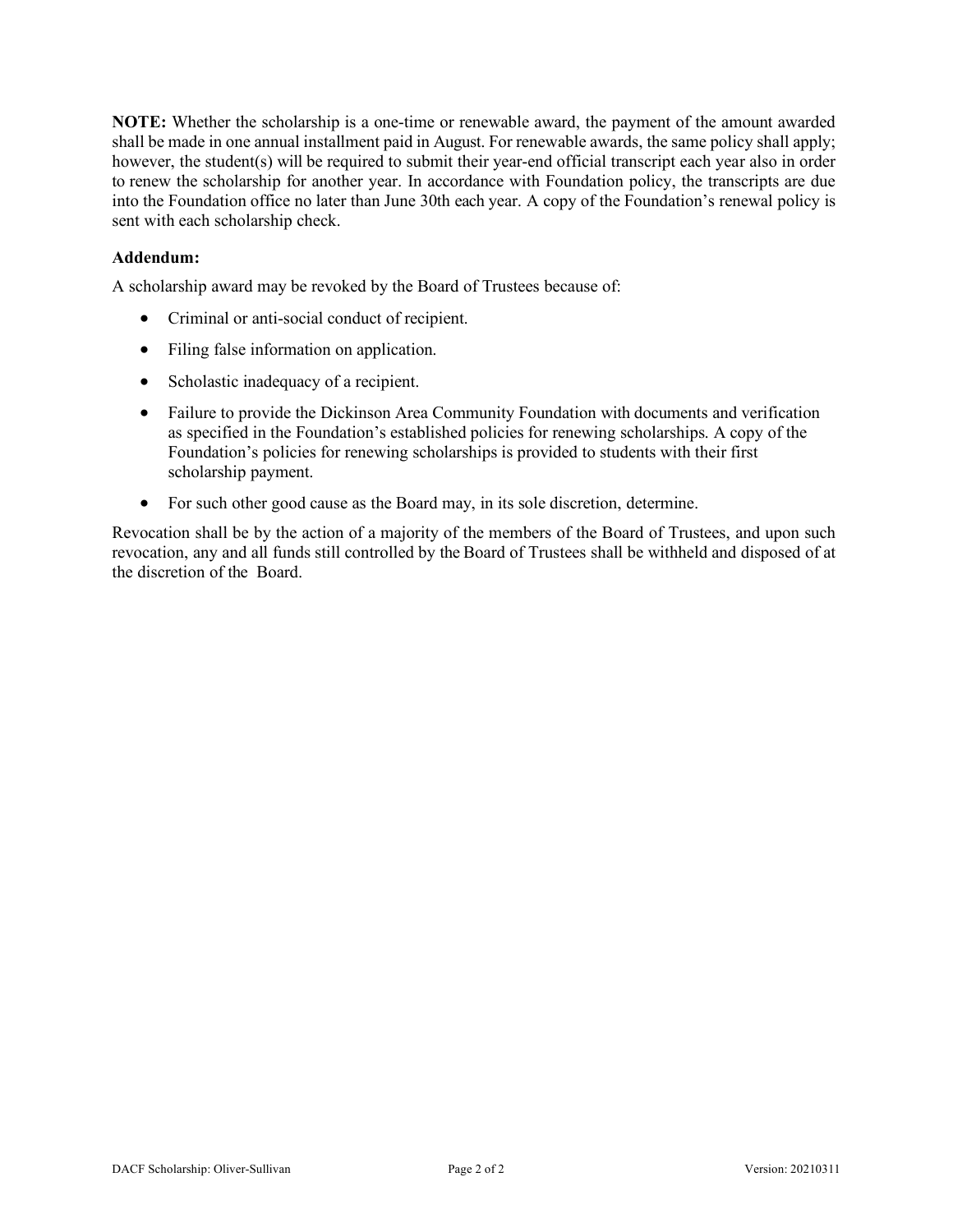**NOTE:** Whether the scholarship is a one-time or renewable award, the payment of the amount awarded shall be made in one annual installment paid in August. For renewable awards, the same policy shall apply; however, the student(s) will be required to submit their year-end official transcript each year also in order to renew the scholarship for another year. In accordance with Foundation policy, the transcripts are due into the Foundation office no later than June 30th each year. A copy of the Foundation's renewal policy is sent with each scholarship check.

**Addendum:**

A scholarship award may be revoked by the Board of Trustees because of:

- Criminal or anti-social conduct of recipient.
- Filing false information on application.
- Scholastic inadequacy of a recipient.
- Failure to provide the Dickinson Area Community Foundation with documents and verification as specified in the Foundation's established policies for renewing scholarships. A copy of the Foundation's policies for renewing scholarships is provided to students with their first scholarship payment.
- For such other good cause as the Board may, in its sole discretion, determine.

Revocation shall be by the action of a majority of the members of the Board of Trustees, and upon such revocation, any and all funds still controlled by the Board of Trustees shall be withheld and disposed of at the discretion of the Board.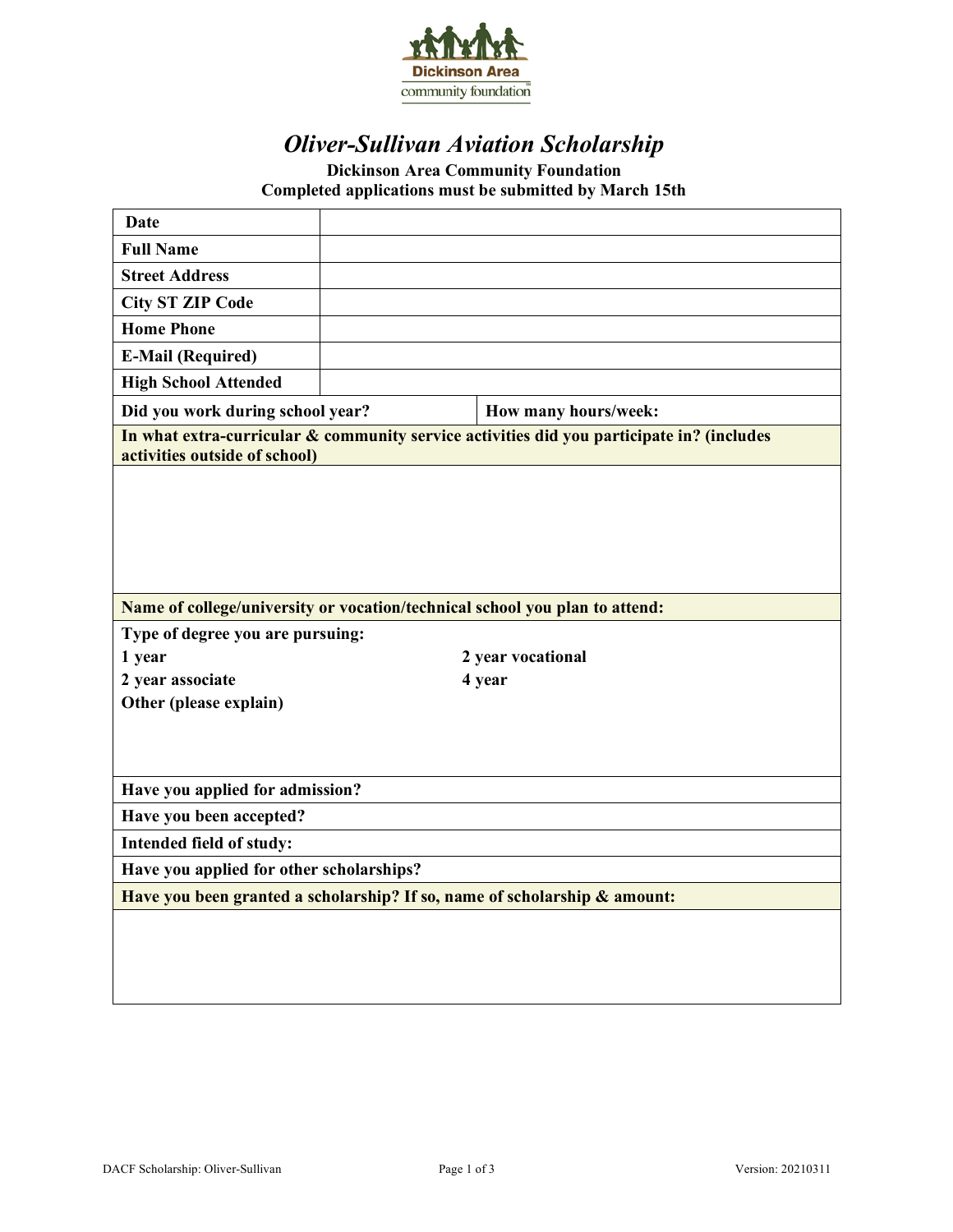# *Oliver-Sullivan Aviation Scholarship*

**Dickinson Area Community Foundation**
**Completed applications must be submitted by March 15th**

| **Date** | |
|---|---|
| **Full Name** | |
| **Street Address** | |
| **City ST ZIP Code** | |
| **Home Phone** | |
| **E-Mail (Required)** | |
| **High School Attended** | |

| **Did you work during school year?** | **How many hours/week:** |
|---|---|

**In what extra-curricular & community service activities did you participate in? (includes activities outside of school)**

**Name of college/university or vocation/technical school you plan to attend:**

**Type of degree you are pursuing:**

| | |
|---|---|
| **1 year** | **2 year vocational** |
| **2 year associate** | **4 year** |
| **Other (please explain)** | |

**Have you applied for admission?**

**Have you been accepted?**

**Intended field of study:**

**Have you applied for other scholarships?**

**Have you been granted a scholarship? If so, name of scholarship & amount:**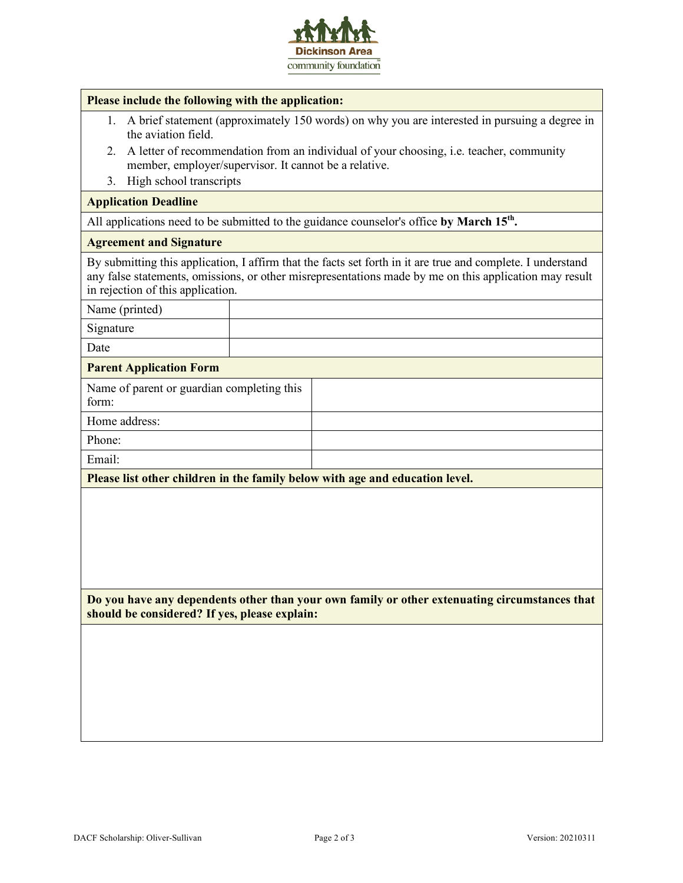Dickinson Area community foundation

| **Please include the following with the application:** |
|---|

1. A brief statement (approximately 150 words) on why you are interested in pursuing a degree in the aviation field.
2. A letter of recommendation from an individual of your choosing, i.e. teacher, community member, employer/supervisor. It cannot be a relative.
3. High school transcripts

**Application Deadline**

All applications need to be submitted to the guidance counselor's office **by March 15th.**

**Agreement and Signature**

By submitting this application, I affirm that the facts set forth in it are true and complete. I understand any false statements, omissions, or other misrepresentations made by me on this application may result in rejection of this application.

| | |
|---|---|
| Name (printed) | |
| Signature | |
| Date | |

**Parent Application Form**

| | |
|---|---|
| Name of parent or guardian completing this form: | |
| Home address: | |
| Phone: | |
| Email: | |

**Please list other children in the family below with age and education level.**

**Do you have any dependents other than your own family or other extenuating circumstances that should be considered? If yes, please explain:**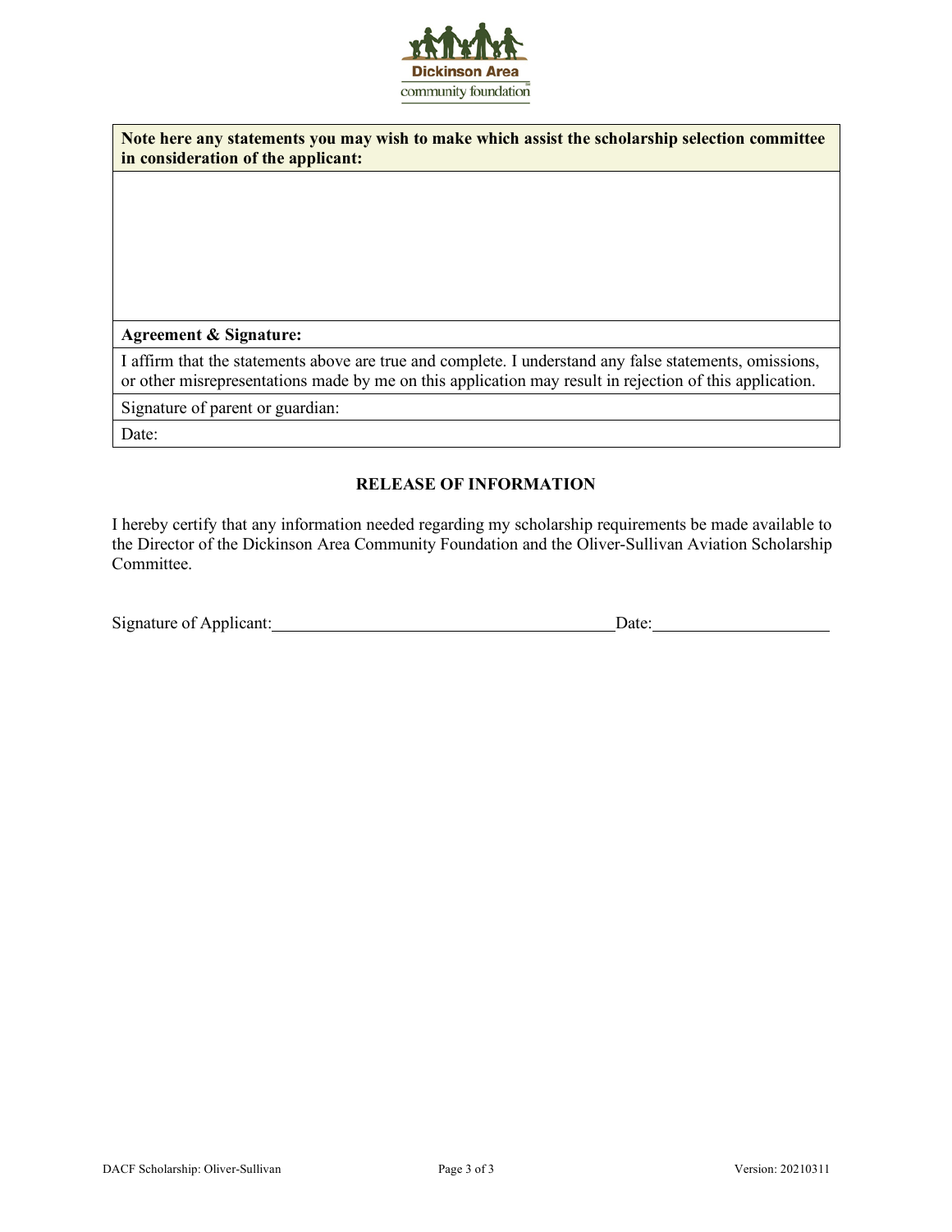Dickinson Area community foundation

| Note here any statements you may wish to make which assist the scholarship selection committee in consideration of the applicant: |
| --- |
| |
| **Agreement & Signature:** |
| I affirm that the statements above are true and complete. I understand any false statements, omissions, or other misrepresentations made by me on this application may result in rejection of this application. |
| Signature of parent or guardian: |
| Date: |

## RELEASE OF INFORMATION

I hereby certify that any information needed regarding my scholarship requirements be made available to the Director of the Dickinson Area Community Foundation and the Oliver-Sullivan Aviation Scholarship Committee.

Signature of Applicant:\_\_\_\_\_\_\_\_\_\_\_\_\_\_\_\_\_\_\_\_\_\_\_\_\_\_\_\_\_\_\_\_\_\_\_\_\_\_\_\_Date:\_\_\_\_\_\_\_\_\_\_\_\_\_\_\_\_\_\_\_\_